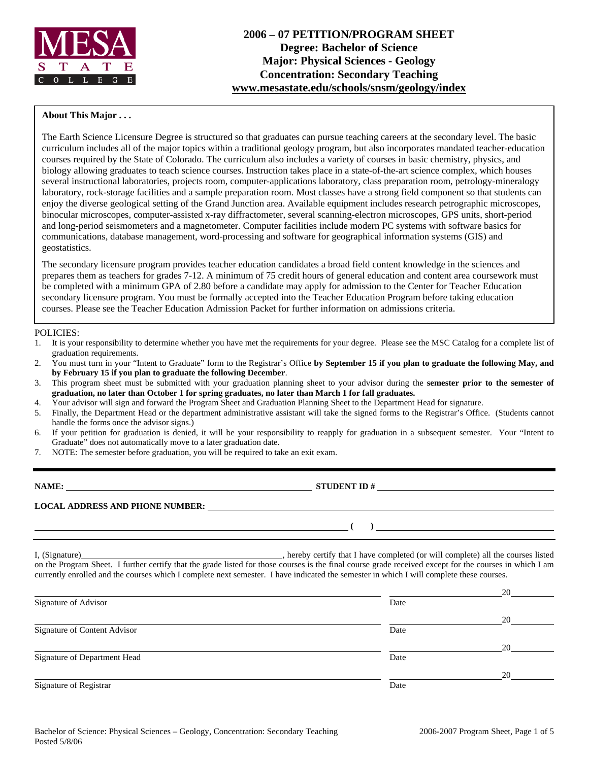MESA STATE COLLEGE

# 2006 – 07 PETITION/PROGRAM SHEET
## Degree: Bachelor of Science
## Major: Physical Sciences - Geology
## Concentration: Secondary Teaching
**www.mesastate.edu/schools/snsm/geology/index**

**About This Major . . .**

The Earth Science Licensure Degree is structured so that graduates can pursue teaching careers at the secondary level. The basic curriculum includes all of the major topics within a traditional geology program, but also incorporates mandated teacher-education courses required by the State of Colorado. The curriculum also includes a variety of courses in basic chemistry, physics, and biology allowing graduates to teach science courses. Instruction takes place in a state-of-the-art science complex, which houses several instructional laboratories, projects room, computer-applications laboratory, class preparation room, petrology-mineralogy laboratory, rock-storage facilities and a sample preparation room. Most classes have a strong field component so that students can enjoy the diverse geological setting of the Grand Junction area. Available equipment includes research petrographic microscopes, binocular microscopes, computer-assisted x-ray diffractometer, several scanning-electron microscopes, GPS units, short-period and long-period seismometers and a magnetometer. Computer facilities include modern PC systems with software basics for communications, database management, word-processing and software for geographical information systems (GIS) and geostatistics.

The secondary licensure program provides teacher education candidates a broad field content knowledge in the sciences and prepares them as teachers for grades 7-12. A minimum of 75 credit hours of general education and content area coursework must be completed with a minimum GPA of 2.80 before a candidate may apply for admission to the Center for Teacher Education secondary licensure program. You must be formally accepted into the Teacher Education Program before taking education courses. Please see the Teacher Education Admission Packet for further information on admissions criteria.

POLICIES:

1. It is your responsibility to determine whether you have met the requirements for your degree. Please see the MSC Catalog for a complete list of graduation requirements.
2. You must turn in your "Intent to Graduate" form to the Registrar's Office **by September 15 if you plan to graduate the following May, and by February 15 if you plan to graduate the following December**.
3. This program sheet must be submitted with your graduation planning sheet to your advisor during the **semester prior to the semester of graduation, no later than October 1 for spring graduates, no later than March 1 for fall graduates.**
4. Your advisor will sign and forward the Program Sheet and Graduation Planning Sheet to the Department Head for signature.
5. Finally, the Department Head or the department administrative assistant will take the signed forms to the Registrar's Office. (Students cannot handle the forms once the advisor signs.)
6. If your petition for graduation is denied, it will be your responsibility to reapply for graduation in a subsequent semester. Your "Intent to Graduate" does not automatically move to a later graduation date.
7. NOTE: The semester before graduation, you will be required to take an exit exam.

---

**NAME:** ______________________________ **STUDENT ID #** ______________________________

**LOCAL ADDRESS AND PHONE NUMBER:** ______________________________

______________________________ **( )** ______________________________

I, (Signature)______________________________, hereby certify that I have completed (or will complete) all the courses listed on the Program Sheet. I further certify that the grade listed for those courses is the final course grade received except for the courses in which I am currently enrolled and the courses which I complete next semester. I have indicated the semester in which I will complete these courses.

______________________________ ______________ 20______
Signature of Advisor Date

______________________________ ______________ 20______
Signature of Content Advisor Date

______________________________ ______________ 20______
Signature of Department Head Date

______________________________ ______________ 20______
Signature of Registrar Date

Bachelor of Science: Physical Sciences – Geology, Concentration: Secondary Teaching
Posted 5/8/06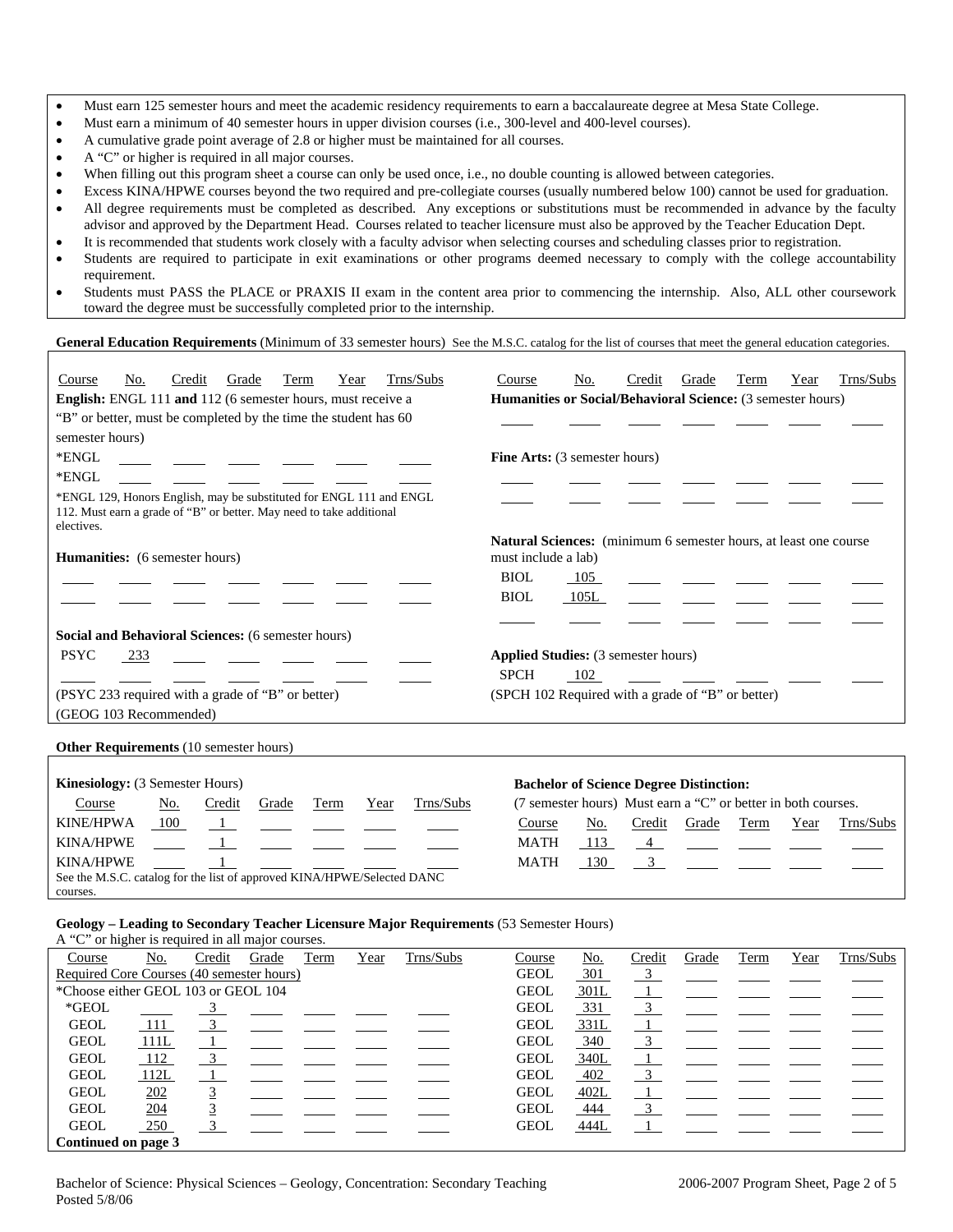- Must earn 125 semester hours and meet the academic residency requirements to earn a baccalaureate degree at Mesa State College.
- Must earn a minimum of 40 semester hours in upper division courses (i.e., 300-level and 400-level courses).
- A cumulative grade point average of 2.8 or higher must be maintained for all courses.
- A "C" or higher is required in all major courses.
- When filling out this program sheet a course can only be used once, i.e., no double counting is allowed between categories.
- Excess KINA/HPWE courses beyond the two required and pre-collegiate courses (usually numbered below 100) cannot be used for graduation.
- All degree requirements must be completed as described. Any exceptions or substitutions must be recommended in advance by the faculty advisor and approved by the Department Head. Courses related to teacher licensure must also be approved by the Teacher Education Dept.
- It is recommended that students work closely with a faculty advisor when selecting courses and scheduling classes prior to registration.
- Students are required to participate in exit examinations or other programs deemed necessary to comply with the college accountability requirement.
- Students must PASS the PLACE or PRAXIS II exam in the content area prior to commencing the internship. Also, ALL other coursework toward the degree must be successfully completed prior to the internship.

**General Education Requirements** (Minimum of 33 semester hours) See the M.S.C. catalog for the list of courses that meet the general education categories.

**English:** ENGL 111 **and** 112 (6 semester hours, must receive a "B" or better, must be completed by the time the student has 60 semester hours)

| Course | No. | Credit | Grade | Term | Year | Trns/Subs |
|---|---|---|---|---|---|---|
| *ENGL | | | | | | |
| *ENGL | | | | | | |

*ENGL 129, Honors English, may be substituted for ENGL 111 and ENGL 112. Must earn a grade of "B" or better. May need to take additional electives.

**Humanities:** (6 semester hours)

| Course | No. | Credit | Grade | Term | Year | Trns/Subs |
|---|---|---|---|---|---|---|
| | | | | | | |
| | | | | | | |

**Social and Behavioral Sciences:** (6 semester hours)

| Course | No. | Credit | Grade | Term | Year | Trns/Subs |
|---|---|---|---|---|---|---|
| PSYC | 233 | | | | | |
| | | | | | | |

(PSYC 233 required with a grade of "B" or better)
(GEOG 103 Recommended)

**Humanities or Social/Behavioral Science:** (3 semester hours)

| Course | No. | Credit | Grade | Term | Year | Trns/Subs |
|---|---|---|---|---|---|---|
| | | | | | | |

**Fine Arts:** (3 semester hours)

| Course | No. | Credit | Grade | Term | Year | Trns/Subs |
|---|---|---|---|---|---|---|
| | | | | | | |
| | | | | | | |

**Natural Sciences:** (minimum 6 semester hours, at least one course must include a lab)

| Course | No. | Credit | Grade | Term | Year | Trns/Subs |
|---|---|---|---|---|---|---|
| BIOL | 105 | | | | | |
| BIOL | 105L | | | | | |
| | | | | | | |

**Applied Studies:** (3 semester hours)

| Course | No. | Credit | Grade | Term | Year | Trns/Subs |
|---|---|---|---|---|---|---|
| SPCH | 102 | | | | | |

(SPCH 102 Required with a grade of "B" or better)

**Other Requirements** (10 semester hours)

**Kinesiology:** (3 Semester Hours)

| Course | No. | Credit | Grade | Term | Year | Trns/Subs |
|---|---|---|---|---|---|---|
| KINE/HPWA | 100 | 1 | | | | |
| KINA/HPWE | | 1 | | | | |
| KINA/HPWE | | 1 | | | | |

See the M.S.C. catalog for the list of approved KINA/HPWE/Selected DANC courses.

**Bachelor of Science Degree Distinction:**
(7 semester hours) Must earn a "C" or better in both courses.

| Course | No. | Credit | Grade | Term | Year | Trns/Subs |
|---|---|---|---|---|---|---|
| MATH | 113 | 4 | | | | |
| MATH | 130 | 3 | | | | |

**Geology – Leading to Secondary Teacher Licensure Major Requirements** (53 Semester Hours)
A "C" or higher is required in all major courses.

Required Core Courses (40 semester hours)
*Choose either GEOL 103 or GEOL 104

| Course | No. | Credit | Grade | Term | Year | Trns/Subs |
|---|---|---|---|---|---|---|
| *GEOL | | 3 | | | | |
| GEOL | 111 | 3 | | | | |
| GEOL | 111L | 1 | | | | |
| GEOL | 112 | 3 | | | | |
| GEOL | 112L | 1 | | | | |
| GEOL | 202 | 3 | | | | |
| GEOL | 204 | 3 | | | | |
| GEOL | 250 | 3 | | | | |
| GEOL | 301 | 3 | | | | |
| GEOL | 301L | 1 | | | | |
| GEOL | 331 | 3 | | | | |
| GEOL | 331L | 1 | | | | |
| GEOL | 340 | 3 | | | | |
| GEOL | 340L | 1 | | | | |
| GEOL | 402 | 3 | | | | |
| GEOL | 402L | 1 | | | | |
| GEOL | 444 | 3 | | | | |
| GEOL | 444L | 1 | | | | |

**Continued on page 3**

Bachelor of Science: Physical Sciences – Geology, Concentration: Secondary Teaching
Posted 5/8/06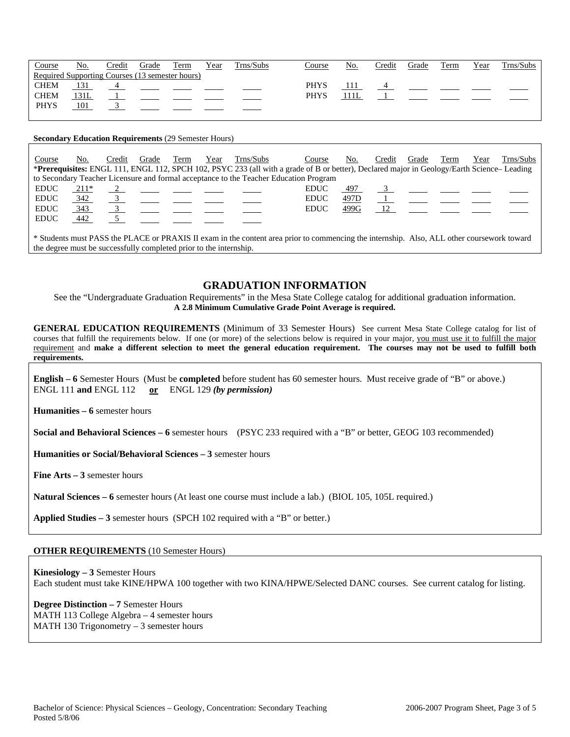| Course | No. | Credit | Grade | Term | Year | Trns/Subs | Course | No. | Credit | Grade | Term | Year | Trns/Subs |
|---|---|---|---|---|---|---|---|---|---|---|---|---|---|
| Required Supporting Courses (13 semester hours) | | | | | | | | | | | | | |
| CHEM | 131 | 4 | | | | | PHYS | 111 | 4 | | | | |
| CHEM | 131L | 1 | | | | | PHYS | 111L | 1 | | | | |
| PHYS | 101 | 3 | | | | | | | | | | | |

**Secondary Education Requirements** (29 Semester Hours)

*__Prerequisites:__ ENGL 111, ENGL 112, SPCH 102, PSYC 233 (all with a grade of B or better), Declared major in Geology/Earth Science– Leading to Secondary Teacher Licensure and formal acceptance to the Teacher Education Program

| Course | No. | Credit | Grade | Term | Year | Trns/Subs | Course | No. | Credit | Grade | Term | Year | Trns/Subs |
|---|---|---|---|---|---|---|---|---|---|---|---|---|---|
| EDUC | 211* | 2 | | | | | EDUC | 497 | 3 | | | | |
| EDUC | 342 | 3 | | | | | EDUC | 497D | 1 | | | | |
| EDUC | 343 | 3 | | | | | EDUC | 499G | 12 | | | | |
| EDUC | 442 | 5 | | | | | | | | | | | |

* Students must PASS the PLACE or PRAXIS II exam in the content area prior to commencing the internship. Also, ALL other coursework toward the degree must be successfully completed prior to the internship.

## GRADUATION INFORMATION

See the "Undergraduate Graduation Requirements" in the Mesa State College catalog for additional graduation information.
**A 2.8 Minimum Cumulative Grade Point Average is required.**

**GENERAL EDUCATION REQUIREMENTS** (Minimum of 33 Semester Hours) See current Mesa State College catalog for list of courses that fulfill the requirements below. If one (or more) of the selections below is required in your major, you must use it to fulfill the major requirement and **make a different selection to meet the general education requirement. The courses may not be used to fulfill both requirements.**

**English – 6** Semester Hours (Must be **completed** before student has 60 semester hours. Must receive grade of "B" or above.)
ENGL 111 **and** ENGL 112 **or** ENGL 129 ***(by permission)***

**Humanities – 6** semester hours

**Social and Behavioral Sciences – 6** semester hours (PSYC 233 required with a "B" or better, GEOG 103 recommended)

**Humanities or Social/Behavioral Sciences – 3** semester hours

**Fine Arts – 3** semester hours

**Natural Sciences – 6** semester hours (At least one course must include a lab.) (BIOL 105, 105L required.)

**Applied Studies – 3** semester hours (SPCH 102 required with a "B" or better.)

**OTHER REQUIREMENTS** (10 Semester Hours)

**Kinesiology – 3** Semester Hours
Each student must take KINE/HPWA 100 together with two KINA/HPWE/Selected DANC courses. See current catalog for listing.

**Degree Distinction – 7** Semester Hours
MATH 113 College Algebra – 4 semester hours
MATH 130 Trigonometry – 3 semester hours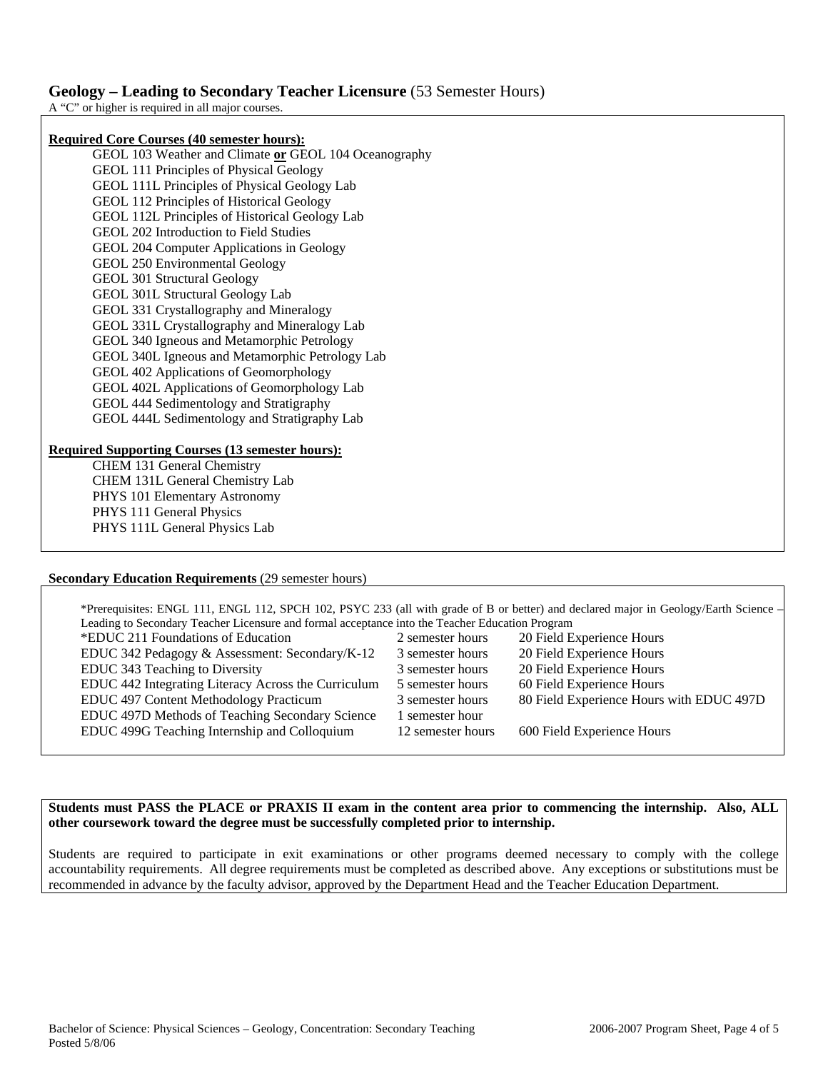## Geology – Leading to Secondary Teacher Licensure (53 Semester Hours)

A "C" or higher is required in all major courses.

**Required Core Courses (40 semester hours):**

- GEOL 103 Weather and Climate **or** GEOL 104 Oceanography
- GEOL 111 Principles of Physical Geology
- GEOL 111L Principles of Physical Geology Lab
- GEOL 112 Principles of Historical Geology
- GEOL 112L Principles of Historical Geology Lab
- GEOL 202 Introduction to Field Studies
- GEOL 204 Computer Applications in Geology
- GEOL 250 Environmental Geology
- GEOL 301 Structural Geology
- GEOL 301L Structural Geology Lab
- GEOL 331 Crystallography and Mineralogy
- GEOL 331L Crystallography and Mineralogy Lab
- GEOL 340 Igneous and Metamorphic Petrology
- GEOL 340L Igneous and Metamorphic Petrology Lab
- GEOL 402 Applications of Geomorphology
- GEOL 402L Applications of Geomorphology Lab
- GEOL 444 Sedimentology and Stratigraphy
- GEOL 444L Sedimentology and Stratigraphy Lab

**Required Supporting Courses (13 semester hours):**

- CHEM 131 General Chemistry
- CHEM 131L General Chemistry Lab
- PHYS 101 Elementary Astronomy
- PHYS 111 General Physics
- PHYS 111L General Physics Lab

**Secondary Education Requirements** (29 semester hours)

*Prerequisites: ENGL 111, ENGL 112, SPCH 102, PSYC 233 (all with grade of B or better) and declared major in Geology/Earth Science – Leading to Secondary Teacher Licensure and formal acceptance into the Teacher Education Program

| Course | Semester Hours | Field Experience |
|---|---|---|
| *EDUC 211 Foundations of Education | 2 semester hours | 20 Field Experience Hours |
| EDUC 342 Pedagogy & Assessment: Secondary/K-12 | 3 semester hours | 20 Field Experience Hours |
| EDUC 343 Teaching to Diversity | 3 semester hours | 20 Field Experience Hours |
| EDUC 442 Integrating Literacy Across the Curriculum | 5 semester hours | 60 Field Experience Hours |
| EDUC 497 Content Methodology Practicum | 3 semester hours | 80 Field Experience Hours with EDUC 497D |
| EDUC 497D Methods of Teaching Secondary Science | 1 semester hour | |
| EDUC 499G Teaching Internship and Colloquium | 12 semester hours | 600 Field Experience Hours |

**Students must PASS the PLACE or PRAXIS II exam in the content area prior to commencing the internship. Also, ALL other coursework toward the degree must be successfully completed prior to internship.**

Students are required to participate in exit examinations or other programs deemed necessary to comply with the college accountability requirements. All degree requirements must be completed as described above. Any exceptions or substitutions must be recommended in advance by the faculty advisor, approved by the Department Head and the Teacher Education Department.

Bachelor of Science: Physical Sciences – Geology, Concentration: Secondary Teaching
Posted 5/8/06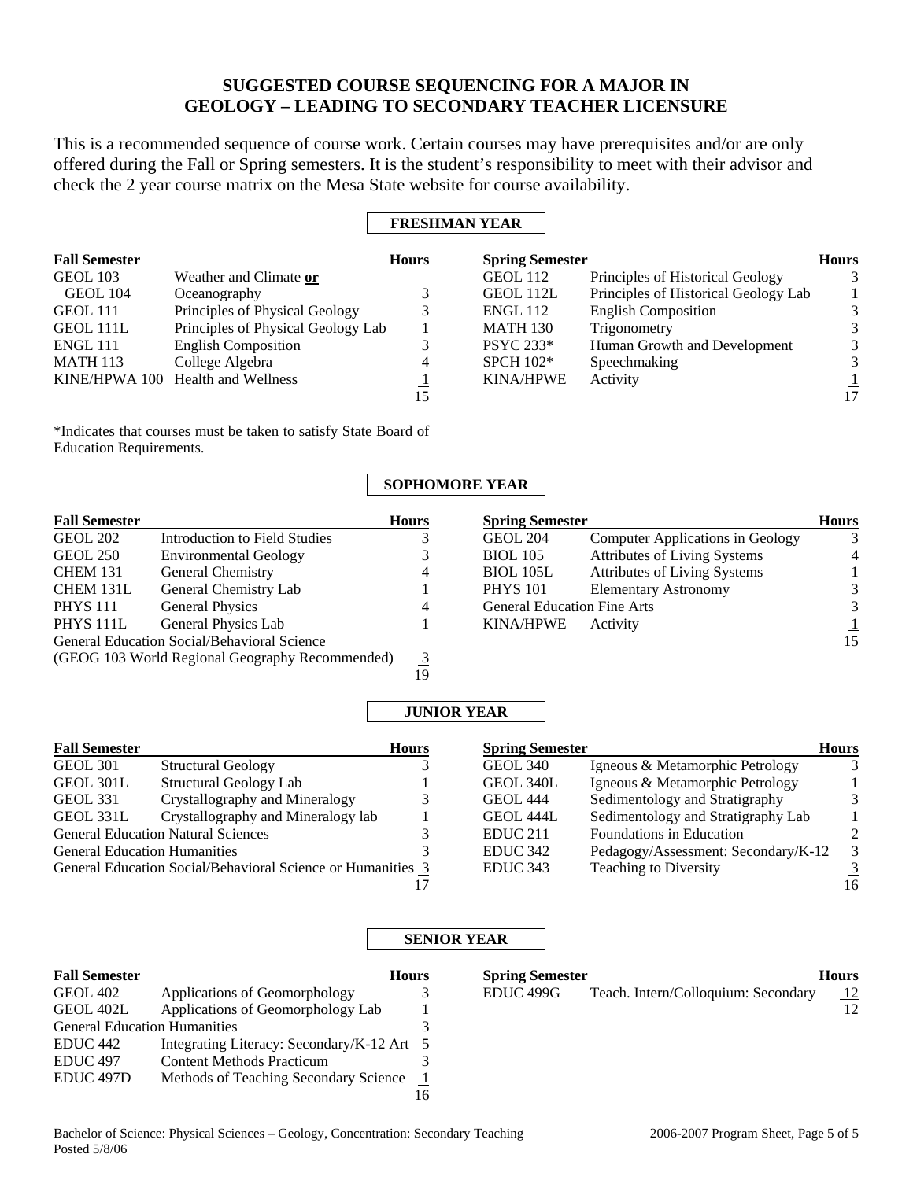## SUGGESTED COURSE SEQUENCING FOR A MAJOR IN GEOLOGY – LEADING TO SECONDARY TEACHER LICENSURE

This is a recommended sequence of course work. Certain courses may have prerequisites and/or are only offered during the Fall or Spring semesters. It is the student's responsibility to meet with their advisor and check the 2 year course matrix on the Mesa State website for course availability.

### FRESHMAN YEAR

| Fall Semester | | Hours |
|---|---|---|
| GEOL 103 | Weather and Climate **or** | |
| GEOL 104 | Oceanography | 3 |
| GEOL 111 | Principles of Physical Geology | 3 |
| GEOL 111L | Principles of Physical Geology Lab | 1 |
| ENGL 111 | English Composition | 3 |
| MATH 113 | College Algebra | 4 |
| KINE/HPWA 100 | Health and Wellness | 1 |
| | | 15 |

| Spring Semester | | Hours |
|---|---|---|
| GEOL 112 | Principles of Historical Geology | 3 |
| GEOL 112L | Principles of Historical Geology Lab | 1 |
| ENGL 112 | English Composition | 3 |
| MATH 130 | Trigonometry | 3 |
| PSYC 233* | Human Growth and Development | 3 |
| SPCH 102* | Speechmaking | 3 |
| KINA/HPWE | Activity | 1 |
| | | 17 |

*Indicates that courses must be taken to satisfy State Board of Education Requirements.

### SOPHOMORE YEAR

| Fall Semester | | Hours |
|---|---|---|
| GEOL 202 | Introduction to Field Studies | 3 |
| GEOL 250 | Environmental Geology | 3 |
| CHEM 131 | General Chemistry | 4 |
| CHEM 131L | General Chemistry Lab | 1 |
| PHYS 111 | General Physics | 4 |
| PHYS 111L | General Physics Lab | 1 |
| General Education Social/Behavioral Science (GEOG 103 World Regional Geography Recommended) | | 3 |
| | | 19 |

| Spring Semester | | Hours |
|---|---|---|
| GEOL 204 | Computer Applications in Geology | 3 |
| BIOL 105 | Attributes of Living Systems | 4 |
| BIOL 105L | Attributes of Living Systems | 1 |
| PHYS 101 | Elementary Astronomy | 3 |
| General Education Fine Arts | | 3 |
| KINA/HPWE | Activity | 1 |
| | | 15 |

### JUNIOR YEAR

| Fall Semester | | Hours |
|---|---|---|
| GEOL 301 | Structural Geology | 3 |
| GEOL 301L | Structural Geology Lab | 1 |
| GEOL 331 | Crystallography and Mineralogy | 3 |
| GEOL 331L | Crystallography and Mineralogy lab | 1 |
| General Education Natural Sciences | | 3 |
| General Education Humanities | | 3 |
| General Education Social/Behavioral Science or Humanities | | 3 |
| | | 17 |

| Spring Semester | | Hours |
|---|---|---|
| GEOL 340 | Igneous & Metamorphic Petrology | 3 |
| GEOL 340L | Igneous & Metamorphic Petrology | 1 |
| GEOL 444 | Sedimentology and Stratigraphy | 3 |
| GEOL 444L | Sedimentology and Stratigraphy Lab | 1 |
| EDUC 211 | Foundations in Education | 2 |
| EDUC 342 | Pedagogy/Assessment: Secondary/K-12 | 3 |
| EDUC 343 | Teaching to Diversity | 3 |
| | | 16 |

### SENIOR YEAR

| Fall Semester | | Hours |
|---|---|---|
| GEOL 402 | Applications of Geomorphology | 3 |
| GEOL 402L | Applications of Geomorphology Lab | 1 |
| General Education Humanities | | 3 |
| EDUC 442 | Integrating Literacy: Secondary/K-12 Art | 5 |
| EDUC 497 | Content Methods Practicum | 3 |
| EDUC 497D | Methods of Teaching Secondary Science | 1 |
| | | 16 |

| Spring Semester | | Hours |
|---|---|---|
| EDUC 499G | Teach. Intern/Colloquium: Secondary | 12 |
| | | 12 |

Bachelor of Science: Physical Sciences – Geology, Concentration: Secondary Teaching
Posted 5/8/06